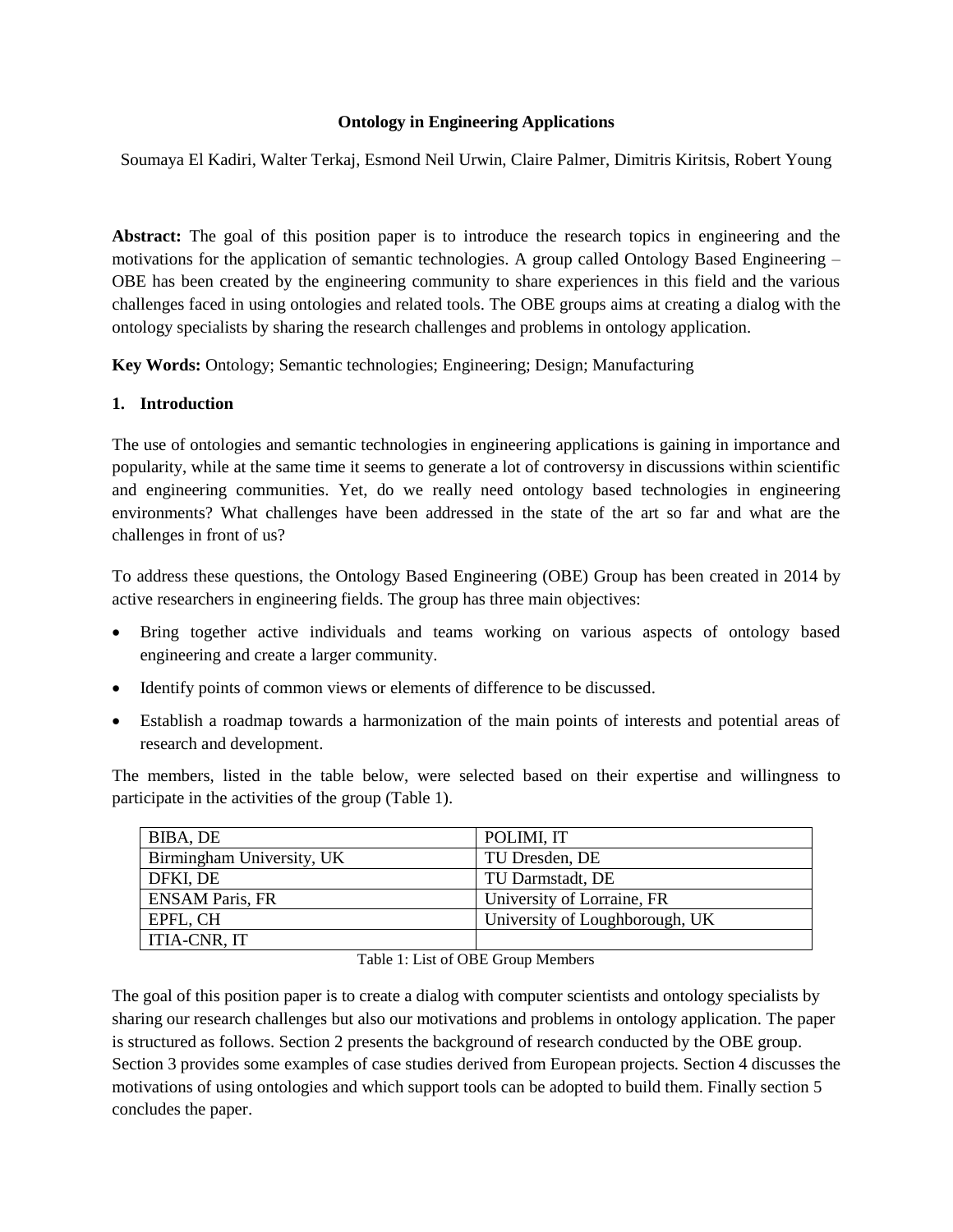# Ontology in Engineering Applications

Soumaya El Kadiri, Walter Terkaj, Esmond Neil Urwin, Claire Palmer, Dimitris Kiritsis, Robert Young

**Abstract:** The goal of this position paper is to introduce the research topics in engineering and the motivations for the application of semantic technologies. A group called Ontology Based Engineering – OBE has been created by the engineering community to share experiences in this field and the various challenges faced in using ontologies and related tools. The OBE groups aims at creating a dialog with the ontology specialists by sharing the research challenges and problems in ontology application.

**Key Words:** Ontology; Semantic technologies; Engineering; Design; Manufacturing

## 1. Introduction

The use of ontologies and semantic technologies in engineering applications is gaining in importance and popularity, while at the same time it seems to generate a lot of controversy in discussions within scientific and engineering communities. Yet, do we really need ontology based technologies in engineering environments? What challenges have been addressed in the state of the art so far and what are the challenges in front of us?

To address these questions, the Ontology Based Engineering (OBE) Group has been created in 2014 by active researchers in engineering fields. The group has three main objectives:

- Bring together active individuals and teams working on various aspects of ontology based engineering and create a larger community.
- Identify points of common views or elements of difference to be discussed.
- Establish a roadmap towards a harmonization of the main points of interests and potential areas of research and development.

The members, listed in the table below, were selected based on their expertise and willingness to participate in the activities of the group (Table 1).

| | |
|---|---|
| BIBA, DE | POLIMI, IT |
| Birmingham University, UK | TU Dresden, DE |
| DFKI, DE | TU Darmstadt, DE |
| ENSAM Paris, FR | University of Lorraine, FR |
| EPFL, CH | University of Loughborough, UK |
| ITIA-CNR, IT | |

Table 1: List of OBE Group Members

The goal of this position paper is to create a dialog with computer scientists and ontology specialists by sharing our research challenges but also our motivations and problems in ontology application. The paper is structured as follows. Section 2 presents the background of research conducted by the OBE group. Section 3 provides some examples of case studies derived from European projects. Section 4 discusses the motivations of using ontologies and which support tools can be adopted to build them. Finally section 5 concludes the paper.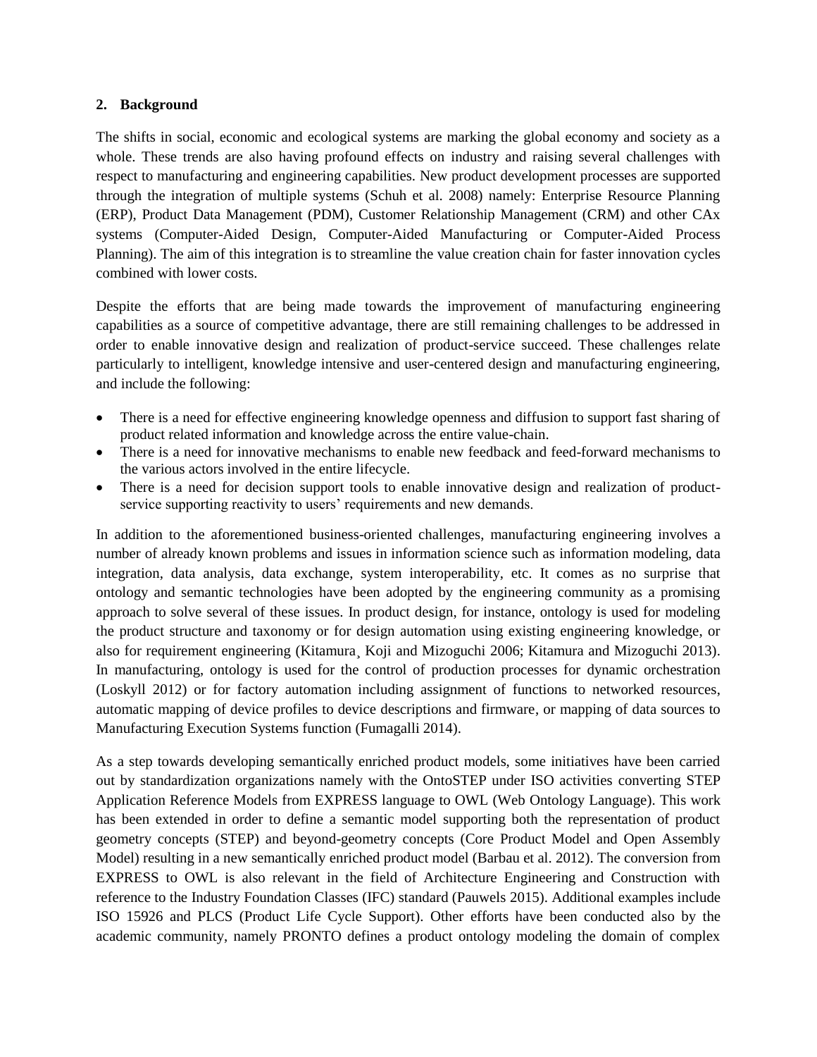## 2. Background

The shifts in social, economic and ecological systems are marking the global economy and society as a whole. These trends are also having profound effects on industry and raising several challenges with respect to manufacturing and engineering capabilities. New product development processes are supported through the integration of multiple systems (Schuh et al. 2008) namely: Enterprise Resource Planning (ERP), Product Data Management (PDM), Customer Relationship Management (CRM) and other CAx systems (Computer-Aided Design, Computer-Aided Manufacturing or Computer-Aided Process Planning). The aim of this integration is to streamline the value creation chain for faster innovation cycles combined with lower costs.

Despite the efforts that are being made towards the improvement of manufacturing engineering capabilities as a source of competitive advantage, there are still remaining challenges to be addressed in order to enable innovative design and realization of product-service succeed. These challenges relate particularly to intelligent, knowledge intensive and user-centered design and manufacturing engineering, and include the following:

- There is a need for effective engineering knowledge openness and diffusion to support fast sharing of product related information and knowledge across the entire value-chain.
- There is a need for innovative mechanisms to enable new feedback and feed-forward mechanisms to the various actors involved in the entire lifecycle.
- There is a need for decision support tools to enable innovative design and realization of product-service supporting reactivity to users' requirements and new demands.

In addition to the aforementioned business-oriented challenges, manufacturing engineering involves a number of already known problems and issues in information science such as information modeling, data integration, data analysis, data exchange, system interoperability, etc. It comes as no surprise that ontology and semantic technologies have been adopted by the engineering community as a promising approach to solve several of these issues. In product design, for instance, ontology is used for modeling the product structure and taxonomy or for design automation using existing engineering knowledge, or also for requirement engineering (Kitamura¸ Koji and Mizoguchi 2006; Kitamura and Mizoguchi 2013). In manufacturing, ontology is used for the control of production processes for dynamic orchestration (Loskyll 2012) or for factory automation including assignment of functions to networked resources, automatic mapping of device profiles to device descriptions and firmware, or mapping of data sources to Manufacturing Execution Systems function (Fumagalli 2014).

As a step towards developing semantically enriched product models, some initiatives have been carried out by standardization organizations namely with the OntoSTEP under ISO activities converting STEP Application Reference Models from EXPRESS language to OWL (Web Ontology Language). This work has been extended in order to define a semantic model supporting both the representation of product geometry concepts (STEP) and beyond-geometry concepts (Core Product Model and Open Assembly Model) resulting in a new semantically enriched product model (Barbau et al. 2012). The conversion from EXPRESS to OWL is also relevant in the field of Architecture Engineering and Construction with reference to the Industry Foundation Classes (IFC) standard (Pauwels 2015). Additional examples include ISO 15926 and PLCS (Product Life Cycle Support). Other efforts have been conducted also by the academic community, namely PRONTO defines a product ontology modeling the domain of complex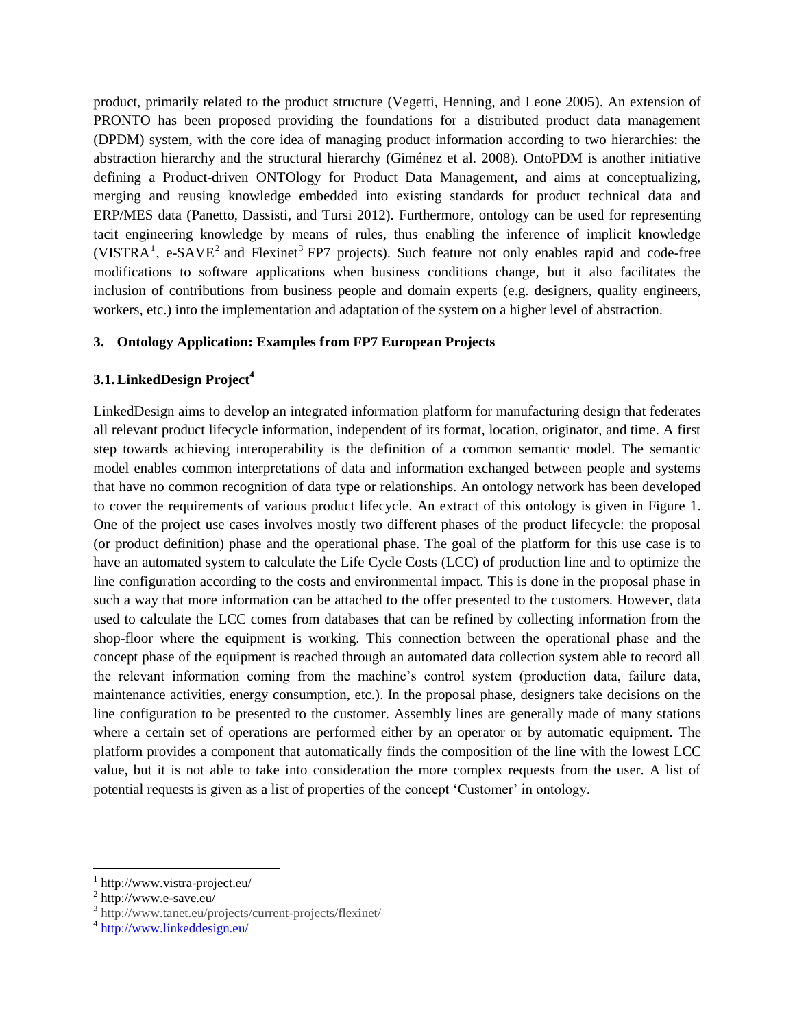product, primarily related to the product structure (Vegetti, Henning, and Leone 2005). An extension of PRONTO has been proposed providing the foundations for a distributed product data management (DPDM) system, with the core idea of managing product information according to two hierarchies: the abstraction hierarchy and the structural hierarchy (Giménez et al. 2008). OntoPDM is another initiative defining a Product-driven ONTOlogy for Product Data Management, and aims at conceptualizing, merging and reusing knowledge embedded into existing standards for product technical data and ERP/MES data (Panetto, Dassisti, and Tursi 2012). Furthermore, ontology can be used for representing tacit engineering knowledge by means of rules, thus enabling the inference of implicit knowledge (VISTRA[1], e-SAVE[2] and Flexinet[3] FP7 projects). Such feature not only enables rapid and code-free modifications to software applications when business conditions change, but it also facilitates the inclusion of contributions from business people and domain experts (e.g. designers, quality engineers, workers, etc.) into the implementation and adaptation of the system on a higher level of abstraction.

## 3. Ontology Application: Examples from FP7 European Projects

### 3.1. LinkedDesign Project[4]

LinkedDesign aims to develop an integrated information platform for manufacturing design that federates all relevant product lifecycle information, independent of its format, location, originator, and time. A first step towards achieving interoperability is the definition of a common semantic model. The semantic model enables common interpretations of data and information exchanged between people and systems that have no common recognition of data type or relationships. An ontology network has been developed to cover the requirements of various product lifecycle. An extract of this ontology is given in Figure 1. One of the project use cases involves mostly two different phases of the product lifecycle: the proposal (or product definition) phase and the operational phase. The goal of the platform for this use case is to have an automated system to calculate the Life Cycle Costs (LCC) of production line and to optimize the line configuration according to the costs and environmental impact. This is done in the proposal phase in such a way that more information can be attached to the offer presented to the customers. However, data used to calculate the LCC comes from databases that can be refined by collecting information from the shop-floor where the equipment is working. This connection between the operational phase and the concept phase of the equipment is reached through an automated data collection system able to record all the relevant information coming from the machine's control system (production data, failure data, maintenance activities, energy consumption, etc.). In the proposal phase, designers take decisions on the line configuration to be presented to the customer. Assembly lines are generally made of many stations where a certain set of operations are performed either by an operator or by automatic equipment. The platform provides a component that automatically finds the composition of the line with the lowest LCC value, but it is not able to take into consideration the more complex requests from the user. A list of potential requests is given as a list of properties of the concept 'Customer' in ontology.

---

[1] http://www.vistra-project.eu/

[2] http://www.e-save.eu/

[3] http://www.tanet.eu/projects/current-projects/flexinet/

[4] http://www.linkeddesign.eu/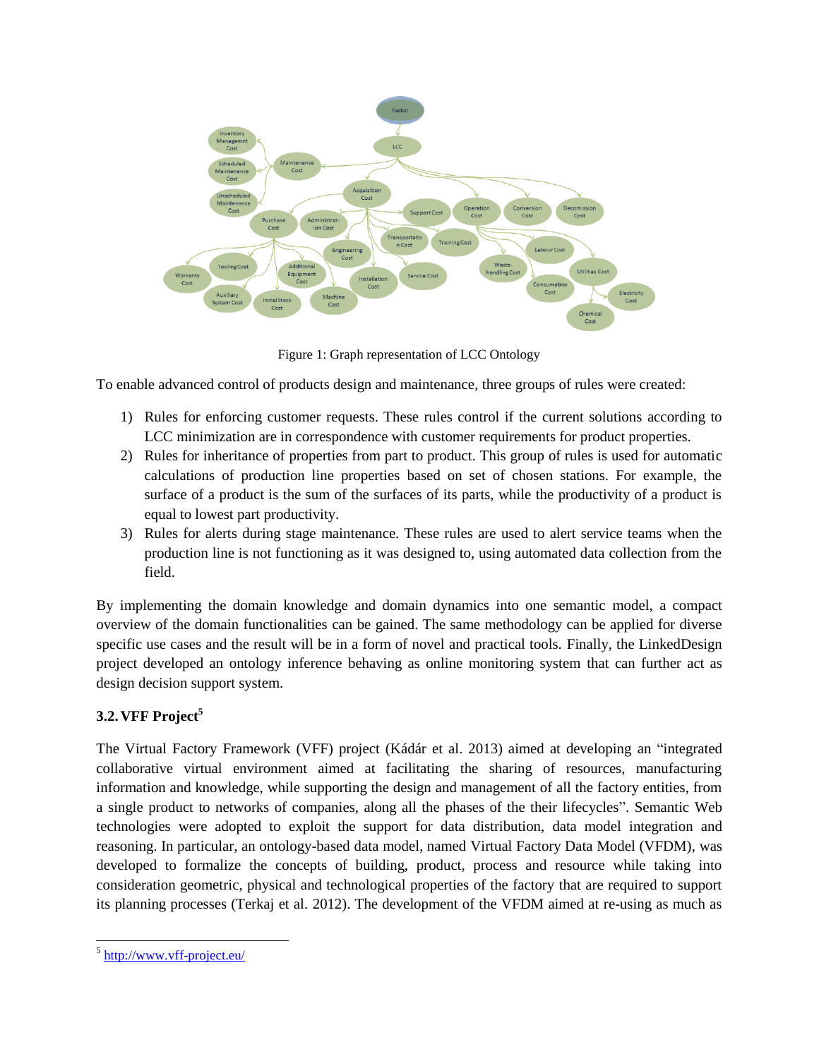Factor

LCC

Inventory Managemnt Cost

Scheduled Maintenance Cost

Unscheduled Maintenance Cost

Maintenance Cost

Acquisition Cost

Support Cost

Operation Cost

Conversion Cost

Decomission Cost

Purchase Cost

Administration Cost

Transportation Cost

Training Cost

Engineering Cost

Labour Cost

Warranty Cost

Tooling Cost

Additional Equipment Cost

Waste-handling Cost

Utilities Cost

Auxiliary System Cost

Initial Stock Cost

Machine Cost

Installation Cost

Service Cost

Consumables Cost

Electricity Cost

Chemical Cost

Figure 1: Graph representation of LCC Ontology

To enable advanced control of products design and maintenance, three groups of rules were created:

1) Rules for enforcing customer requests. These rules control if the current solutions according to LCC minimization are in correspondence with customer requirements for product properties.
2) Rules for inheritance of properties from part to product. This group of rules is used for automatic calculations of production line properties based on set of chosen stations. For example, the surface of a product is the sum of the surfaces of its parts, while the productivity of a product is equal to lowest part productivity.
3) Rules for alerts during stage maintenance. These rules are used to alert service teams when the production line is not functioning as it was designed to, using automated data collection from the field.

By implementing the domain knowledge and domain dynamics into one semantic model, a compact overview of the domain functionalities can be gained. The same methodology can be applied for diverse specific use cases and the result will be in a form of novel and practical tools. Finally, the LinkedDesign project developed an ontology inference behaving as online monitoring system that can further act as design decision support system.

### 3.2. VFF Project[5]

The Virtual Factory Framework (VFF) project (Kádár et al. 2013) aimed at developing an "integrated collaborative virtual environment aimed at facilitating the sharing of resources, manufacturing information and knowledge, while supporting the design and management of all the factory entities, from a single product to networks of companies, along all the phases of the their lifecycles". Semantic Web technologies were adopted to exploit the support for data distribution, data model integration and reasoning. In particular, an ontology-based data model, named Virtual Factory Data Model (VFDM), was developed to formalize the concepts of building, product, process and resource while taking into consideration geometric, physical and technological properties of the factory that are required to support its planning processes (Terkaj et al. 2012). The development of the VFDM aimed at re-using as much as

[5] http://www.vff-project.eu/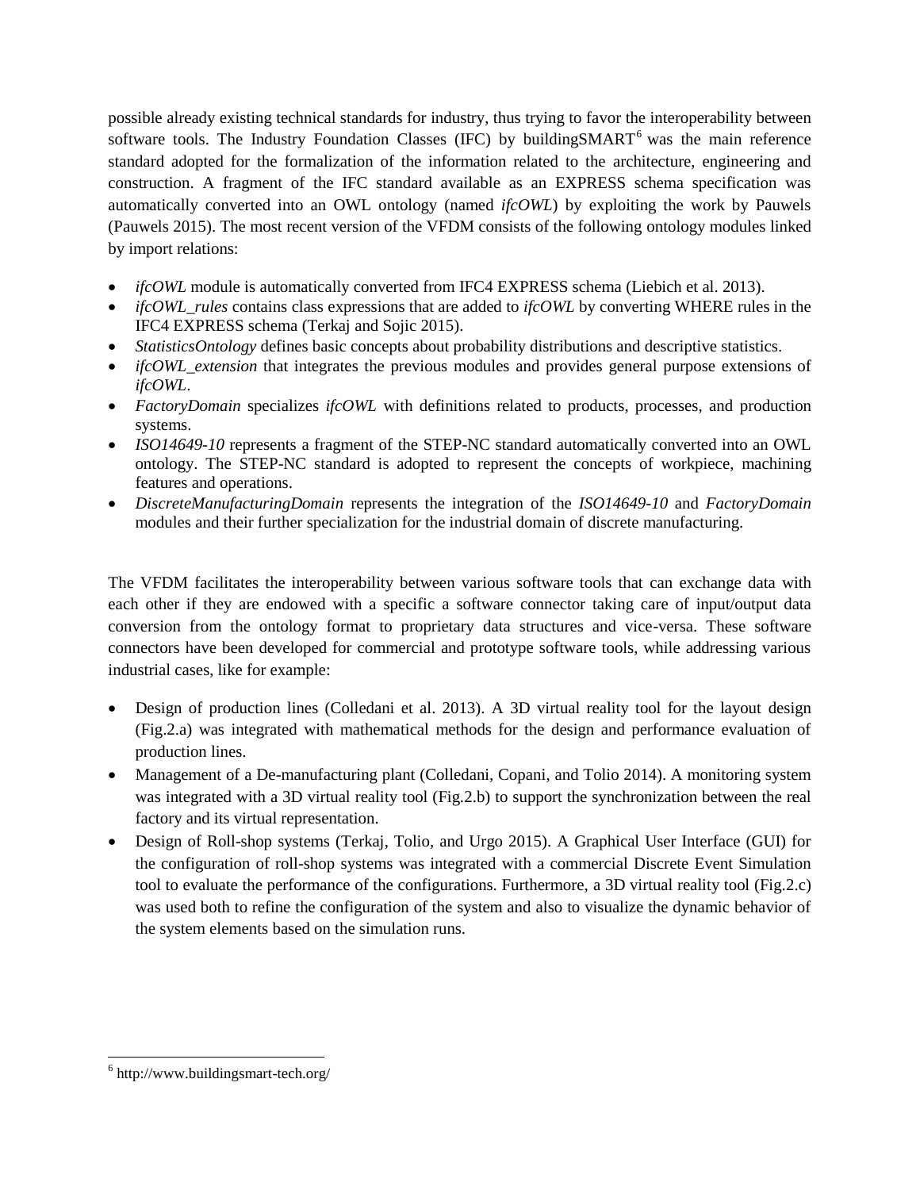possible already existing technical standards for industry, thus trying to favor the interoperability between software tools. The Industry Foundation Classes (IFC) by buildingSMART[6] was the main reference standard adopted for the formalization of the information related to the architecture, engineering and construction. A fragment of the IFC standard available as an EXPRESS schema specification was automatically converted into an OWL ontology (named *ifcOWL*) by exploiting the work by Pauwels (Pauwels 2015). The most recent version of the VFDM consists of the following ontology modules linked by import relations:

- *ifcOWL* module is automatically converted from IFC4 EXPRESS schema (Liebich et al. 2013).
- *ifcOWL_rules* contains class expressions that are added to *ifcOWL* by converting WHERE rules in the IFC4 EXPRESS schema (Terkaj and Sojic 2015).
- *StatisticsOntology* defines basic concepts about probability distributions and descriptive statistics.
- *ifcOWL_extension* that integrates the previous modules and provides general purpose extensions of *ifcOWL*.
- *FactoryDomain* specializes *ifcOWL* with definitions related to products, processes, and production systems.
- *ISO14649-10* represents a fragment of the STEP-NC standard automatically converted into an OWL ontology. The STEP-NC standard is adopted to represent the concepts of workpiece, machining features and operations.
- *DiscreteManufacturingDomain* represents the integration of the *ISO14649-10* and *FactoryDomain* modules and their further specialization for the industrial domain of discrete manufacturing.

The VFDM facilitates the interoperability between various software tools that can exchange data with each other if they are endowed with a specific a software connector taking care of input/output data conversion from the ontology format to proprietary data structures and vice-versa. These software connectors have been developed for commercial and prototype software tools, while addressing various industrial cases, like for example:

- Design of production lines (Colledani et al. 2013). A 3D virtual reality tool for the layout design (Fig.2.a) was integrated with mathematical methods for the design and performance evaluation of production lines.
- Management of a De-manufacturing plant (Colledani, Copani, and Tolio 2014). A monitoring system was integrated with a 3D virtual reality tool (Fig.2.b) to support the synchronization between the real factory and its virtual representation.
- Design of Roll-shop systems (Terkaj, Tolio, and Urgo 2015). A Graphical User Interface (GUI) for the configuration of roll-shop systems was integrated with a commercial Discrete Event Simulation tool to evaluate the performance of the configurations. Furthermore, a 3D virtual reality tool (Fig.2.c) was used both to refine the configuration of the system and also to visualize the dynamic behavior of the system elements based on the simulation runs.

[6] http://www.buildingsmart-tech.org/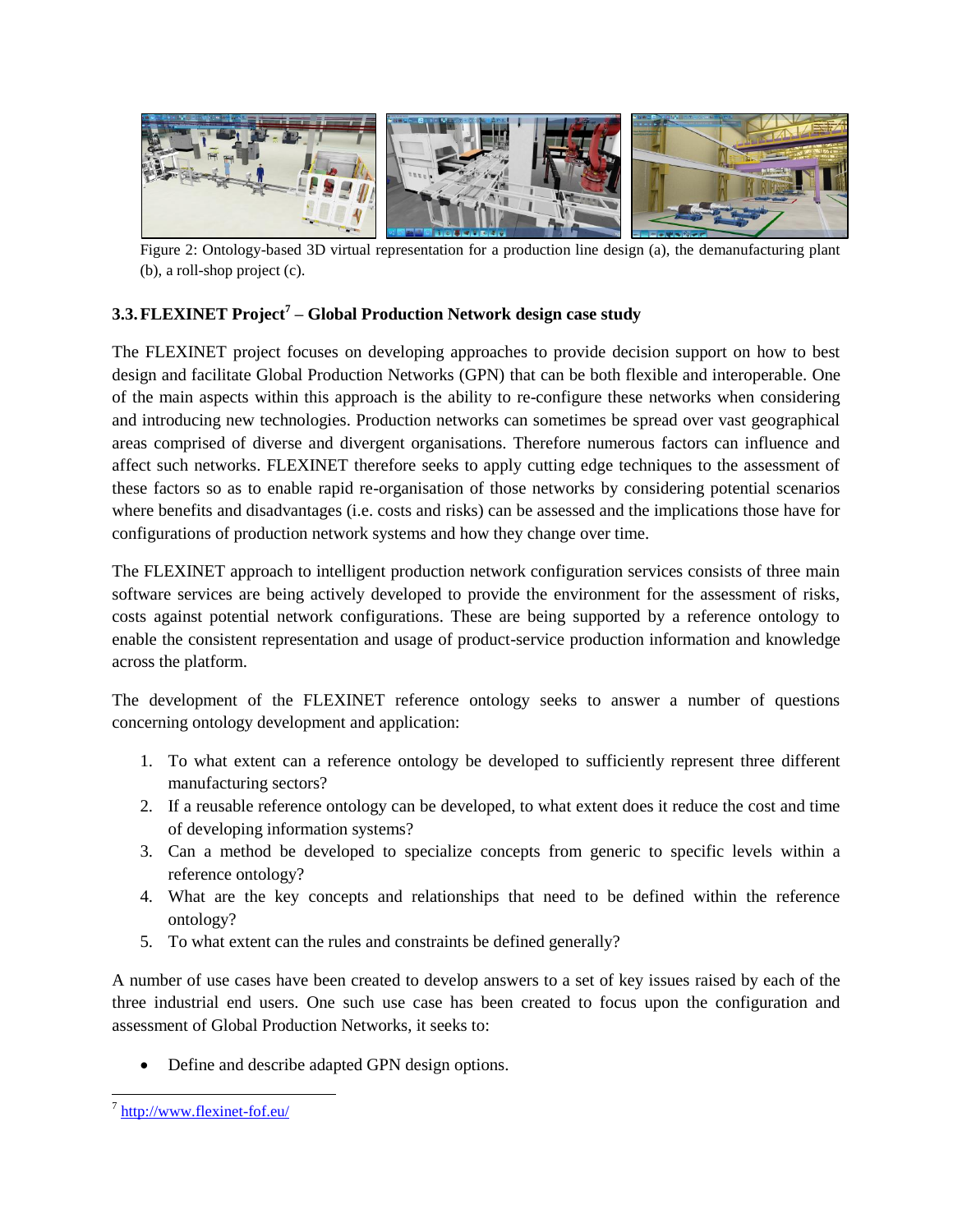Figure 2: Ontology-based 3D virtual representation for a production line design (a), the demanufacturing plant (b), a roll-shop project (c).

### 3.3. FLEXINET Project[7] – Global Production Network design case study

The FLEXINET project focuses on developing approaches to provide decision support on how to best design and facilitate Global Production Networks (GPN) that can be both flexible and interoperable. One of the main aspects within this approach is the ability to re-configure these networks when considering and introducing new technologies. Production networks can sometimes be spread over vast geographical areas comprised of diverse and divergent organisations. Therefore numerous factors can influence and affect such networks. FLEXINET therefore seeks to apply cutting edge techniques to the assessment of these factors so as to enable rapid re-organisation of those networks by considering potential scenarios where benefits and disadvantages (i.e. costs and risks) can be assessed and the implications those have for configurations of production network systems and how they change over time.

The FLEXINET approach to intelligent production network configuration services consists of three main software services are being actively developed to provide the environment for the assessment of risks, costs against potential network configurations. These are being supported by a reference ontology to enable the consistent representation and usage of product-service production information and knowledge across the platform.

The development of the FLEXINET reference ontology seeks to answer a number of questions concerning ontology development and application:

1. To what extent can a reference ontology be developed to sufficiently represent three different manufacturing sectors?
2. If a reusable reference ontology can be developed, to what extent does it reduce the cost and time of developing information systems?
3. Can a method be developed to specialize concepts from generic to specific levels within a reference ontology?
4. What are the key concepts and relationships that need to be defined within the reference ontology?
5. To what extent can the rules and constraints be defined generally?

A number of use cases have been created to develop answers to a set of key issues raised by each of the three industrial end users. One such use case has been created to focus upon the configuration and assessment of Global Production Networks, it seeks to:

- Define and describe adapted GPN design options.

[7] http://www.flexinet-fof.eu/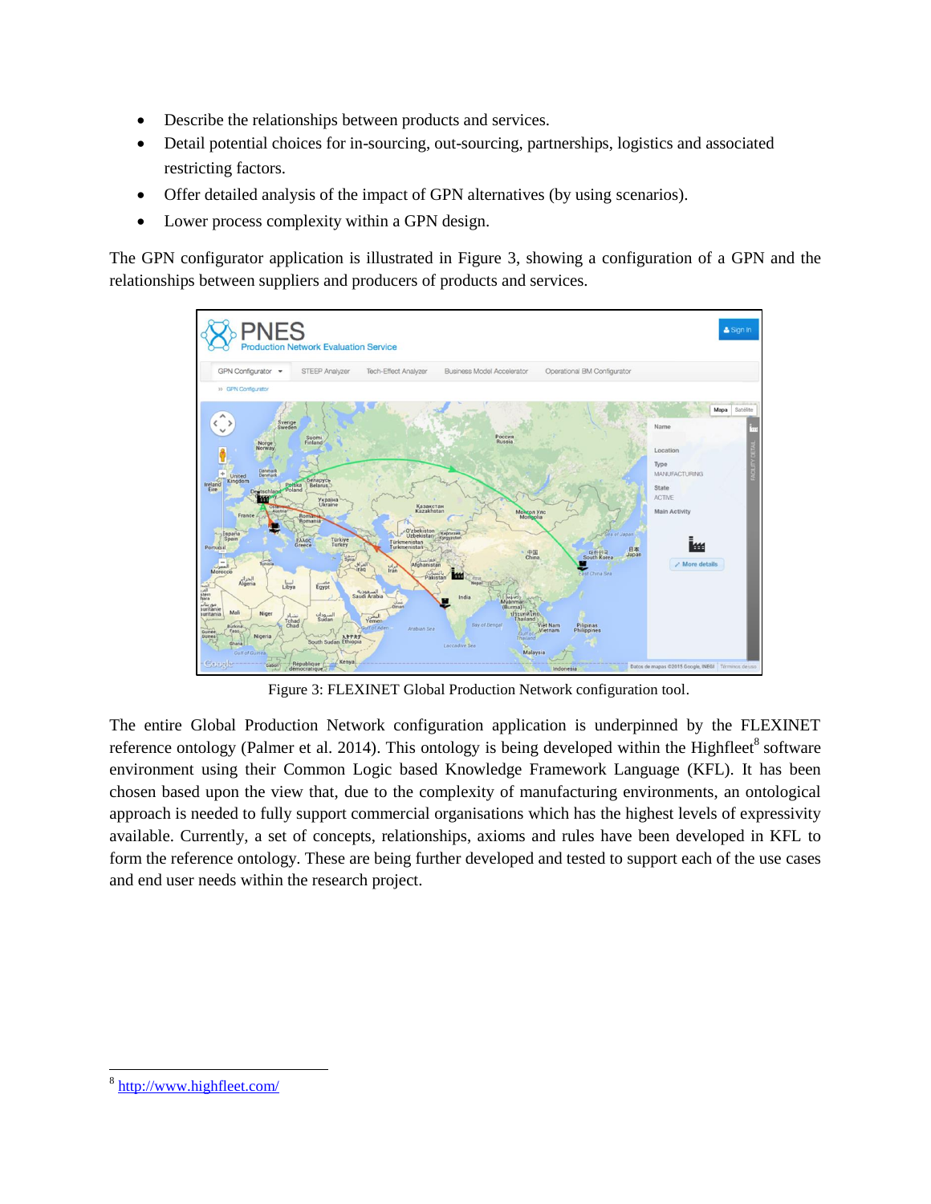- Describe the relationships between products and services.
- Detail potential choices for in-sourcing, out-sourcing, partnerships, logistics and associated restricting factors.
- Offer detailed analysis of the impact of GPN alternatives (by using scenarios).
- Lower process complexity within a GPN design.

The GPN configurator application is illustrated in Figure 3, showing a configuration of a GPN and the relationships between suppliers and producers of products and services.

Figure 3: FLEXINET Global Production Network configuration tool.

The entire Global Production Network configuration application is underpinned by the FLEXINET reference ontology (Palmer et al. 2014). This ontology is being developed within the Highfleet[8] software environment using their Common Logic based Knowledge Framework Language (KFL). It has been chosen based upon the view that, due to the complexity of manufacturing environments, an ontological approach is needed to fully support commercial organisations which has the highest levels of expressivity available. Currently, a set of concepts, relationships, axioms and rules have been developed in KFL to form the reference ontology. These are being further developed and tested to support each of the use cases and end user needs within the research project.

[8] http://www.highfleet.com/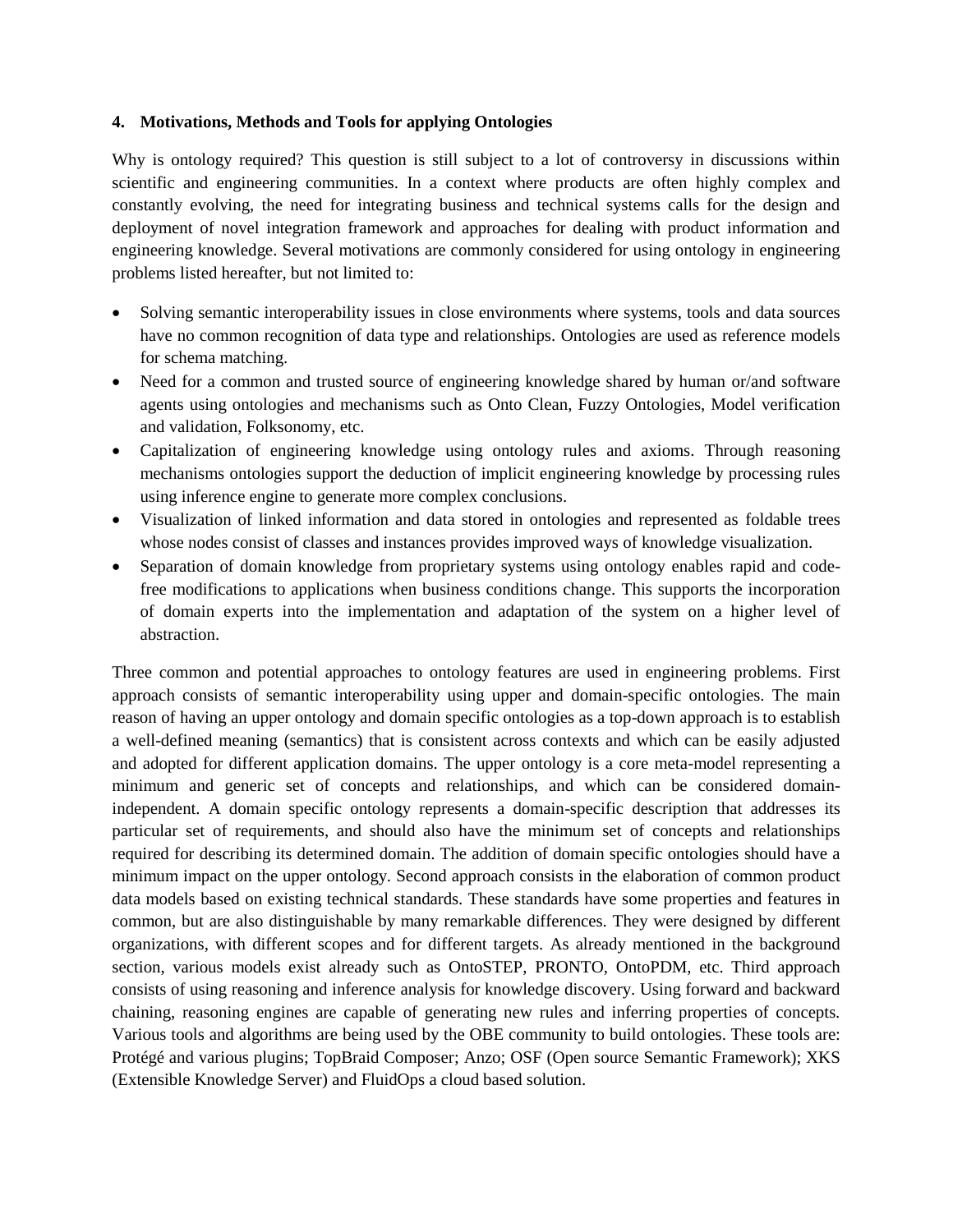## 4. Motivations, Methods and Tools for applying Ontologies

Why is ontology required? This question is still subject to a lot of controversy in discussions within scientific and engineering communities. In a context where products are often highly complex and constantly evolving, the need for integrating business and technical systems calls for the design and deployment of novel integration framework and approaches for dealing with product information and engineering knowledge. Several motivations are commonly considered for using ontology in engineering problems listed hereafter, but not limited to:

- Solving semantic interoperability issues in close environments where systems, tools and data sources have no common recognition of data type and relationships. Ontologies are used as reference models for schema matching.
- Need for a common and trusted source of engineering knowledge shared by human or/and software agents using ontologies and mechanisms such as Onto Clean, Fuzzy Ontologies, Model verification and validation, Folksonomy, etc.
- Capitalization of engineering knowledge using ontology rules and axioms. Through reasoning mechanisms ontologies support the deduction of implicit engineering knowledge by processing rules using inference engine to generate more complex conclusions.
- Visualization of linked information and data stored in ontologies and represented as foldable trees whose nodes consist of classes and instances provides improved ways of knowledge visualization.
- Separation of domain knowledge from proprietary systems using ontology enables rapid and code-free modifications to applications when business conditions change. This supports the incorporation of domain experts into the implementation and adaptation of the system on a higher level of abstraction.

Three common and potential approaches to ontology features are used in engineering problems. First approach consists of semantic interoperability using upper and domain-specific ontologies. The main reason of having an upper ontology and domain specific ontologies as a top-down approach is to establish a well-defined meaning (semantics) that is consistent across contexts and which can be easily adjusted and adopted for different application domains. The upper ontology is a core meta-model representing a minimum and generic set of concepts and relationships, and which can be considered domain-independent. A domain specific ontology represents a domain-specific description that addresses its particular set of requirements, and should also have the minimum set of concepts and relationships required for describing its determined domain. The addition of domain specific ontologies should have a minimum impact on the upper ontology. Second approach consists in the elaboration of common product data models based on existing technical standards. These standards have some properties and features in common, but are also distinguishable by many remarkable differences. They were designed by different organizations, with different scopes and for different targets. As already mentioned in the background section, various models exist already such as OntoSTEP, PRONTO, OntoPDM, etc. Third approach consists of using reasoning and inference analysis for knowledge discovery. Using forward and backward chaining, reasoning engines are capable of generating new rules and inferring properties of concepts. Various tools and algorithms are being used by the OBE community to build ontologies. These tools are: Protégé and various plugins; TopBraid Composer; Anzo; OSF (Open source Semantic Framework); XKS (Extensible Knowledge Server) and FluidOps a cloud based solution.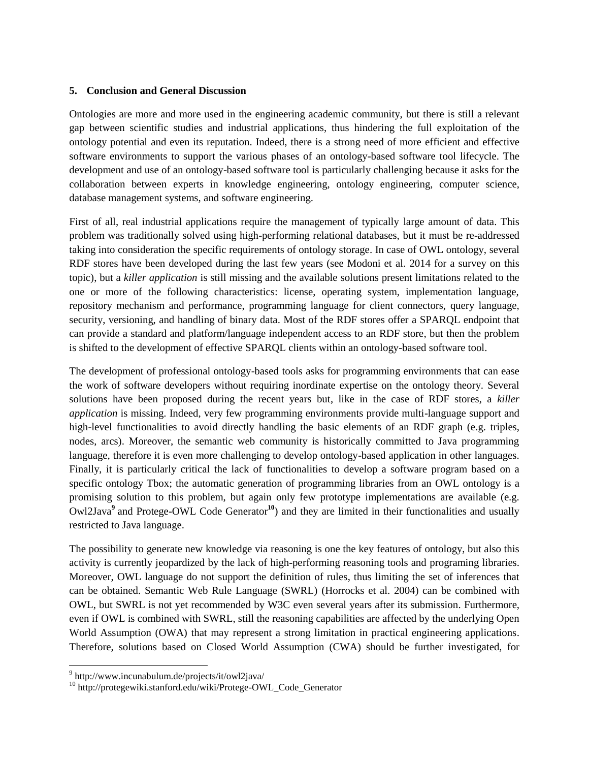## 5. Conclusion and General Discussion

Ontologies are more and more used in the engineering academic community, but there is still a relevant gap between scientific studies and industrial applications, thus hindering the full exploitation of the ontology potential and even its reputation. Indeed, there is a strong need of more efficient and effective software environments to support the various phases of an ontology-based software tool lifecycle. The development and use of an ontology-based software tool is particularly challenging because it asks for the collaboration between experts in knowledge engineering, ontology engineering, computer science, database management systems, and software engineering.

First of all, real industrial applications require the management of typically large amount of data. This problem was traditionally solved using high-performing relational databases, but it must be re-addressed taking into consideration the specific requirements of ontology storage. In case of OWL ontology, several RDF stores have been developed during the last few years (see Modoni et al. 2014 for a survey on this topic), but a *killer application* is still missing and the available solutions present limitations related to the one or more of the following characteristics: license, operating system, implementation language, repository mechanism and performance, programming language for client connectors, query language, security, versioning, and handling of binary data. Most of the RDF stores offer a SPARQL endpoint that can provide a standard and platform/language independent access to an RDF store, but then the problem is shifted to the development of effective SPARQL clients within an ontology-based software tool.

The development of professional ontology-based tools asks for programming environments that can ease the work of software developers without requiring inordinate expertise on the ontology theory. Several solutions have been proposed during the recent years but, like in the case of RDF stores, a *killer application* is missing. Indeed, very few programming environments provide multi-language support and high-level functionalities to avoid directly handling the basic elements of an RDF graph (e.g. triples, nodes, arcs). Moreover, the semantic web community is historically committed to Java programming language, therefore it is even more challenging to develop ontology-based application in other languages. Finally, it is particularly critical the lack of functionalities to develop a software program based on a specific ontology Tbox; the automatic generation of programming libraries from an OWL ontology is a promising solution to this problem, but again only few prototype implementations are available (e.g. Owl2Java[9] and Protege-OWL Code Generator[10]) and they are limited in their functionalities and usually restricted to Java language.

The possibility to generate new knowledge via reasoning is one the key features of ontology, but also this activity is currently jeopardized by the lack of high-performing reasoning tools and programing libraries. Moreover, OWL language do not support the definition of rules, thus limiting the set of inferences that can be obtained. Semantic Web Rule Language (SWRL) (Horrocks et al. 2004) can be combined with OWL, but SWRL is not yet recommended by W3C even several years after its submission. Furthermore, even if OWL is combined with SWRL, still the reasoning capabilities are affected by the underlying Open World Assumption (OWA) that may represent a strong limitation in practical engineering applications. Therefore, solutions based on Closed World Assumption (CWA) should be further investigated, for

---

[9] http://www.incunabulum.de/projects/it/owl2java/

[10] http://protegewiki.stanford.edu/wiki/Protege-OWL_Code_Generator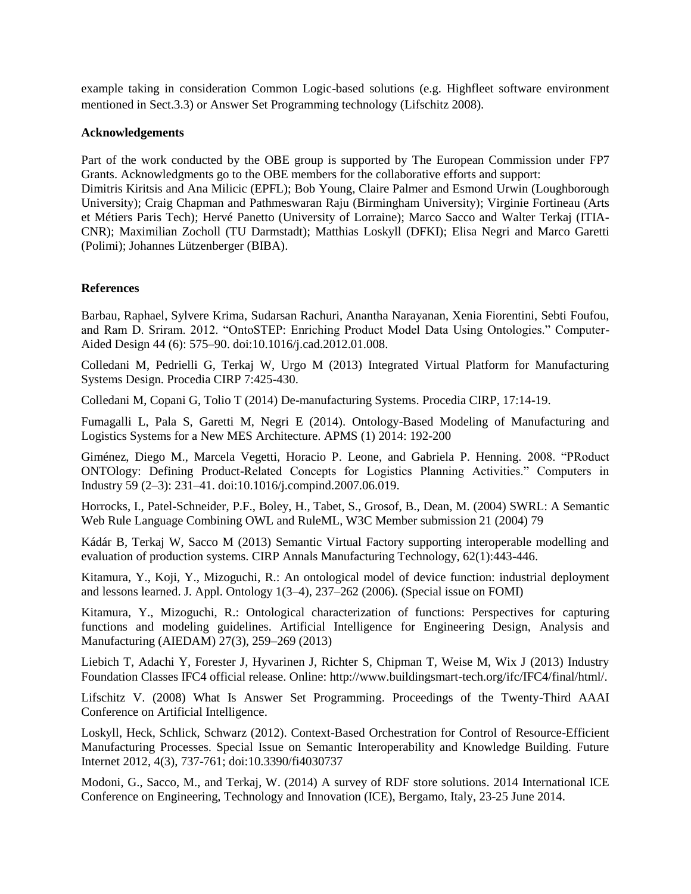example taking in consideration Common Logic-based solutions (e.g. Highfleet software environment mentioned in Sect.3.3) or Answer Set Programming technology (Lifschitz 2008).

### Acknowledgements

Part of the work conducted by the OBE group is supported by The European Commission under FP7 Grants. Acknowledgments go to the OBE members for the collaborative efforts and support:
Dimitris Kiritsis and Ana Milicic (EPFL); Bob Young, Claire Palmer and Esmond Urwin (Loughborough University); Craig Chapman and Pathmeswaran Raju (Birmingham University); Virginie Fortineau (Arts et Métiers Paris Tech); Hervé Panetto (University of Lorraine); Marco Sacco and Walter Terkaj (ITIA-CNR); Maximilian Zocholl (TU Darmstadt); Matthias Loskyll (DFKI); Elisa Negri and Marco Garetti (Polimi); Johannes Lützenberger (BIBA).

### References

Barbau, Raphael, Sylvere Krima, Sudarsan Rachuri, Anantha Narayanan, Xenia Fiorentini, Sebti Foufou, and Ram D. Sriram. 2012. "OntoSTEP: Enriching Product Model Data Using Ontologies." Computer-Aided Design 44 (6): 575–90. doi:10.1016/j.cad.2012.01.008.

Colledani M, Pedrielli G, Terkaj W, Urgo M (2013) Integrated Virtual Platform for Manufacturing Systems Design. Procedia CIRP 7:425-430.

Colledani M, Copani G, Tolio T (2014) De-manufacturing Systems. Procedia CIRP, 17:14-19.

Fumagalli L, Pala S, Garetti M, Negri E (2014). Ontology-Based Modeling of Manufacturing and Logistics Systems for a New MES Architecture. APMS (1) 2014: 192-200

Giménez, Diego M., Marcela Vegetti, Horacio P. Leone, and Gabriela P. Henning. 2008. "PRoduct ONTOlogy: Defining Product-Related Concepts for Logistics Planning Activities." Computers in Industry 59 (2–3): 231–41. doi:10.1016/j.compind.2007.06.019.

Horrocks, I., Patel-Schneider, P.F., Boley, H., Tabet, S., Grosof, B., Dean, M. (2004) SWRL: A Semantic Web Rule Language Combining OWL and RuleML, W3C Member submission 21 (2004) 79

Kádár B, Terkaj W, Sacco M (2013) Semantic Virtual Factory supporting interoperable modelling and evaluation of production systems. CIRP Annals Manufacturing Technology, 62(1):443-446.

Kitamura, Y., Koji, Y., Mizoguchi, R.: An ontological model of device function: industrial deployment and lessons learned. J. Appl. Ontology 1(3–4), 237–262 (2006). (Special issue on FOMI)

Kitamura, Y., Mizoguchi, R.: Ontological characterization of functions: Perspectives for capturing functions and modeling guidelines. Artificial Intelligence for Engineering Design, Analysis and Manufacturing (AIEDAM) 27(3), 259–269 (2013)

Liebich T, Adachi Y, Forester J, Hyvarinen J, Richter S, Chipman T, Weise M, Wix J (2013) Industry Foundation Classes IFC4 official release. Online: http://www.buildingsmart-tech.org/ifc/IFC4/final/html/.

Lifschitz V. (2008) What Is Answer Set Programming. Proceedings of the Twenty-Third AAAI Conference on Artificial Intelligence.

Loskyll, Heck, Schlick, Schwarz (2012). Context-Based Orchestration for Control of Resource-Efficient Manufacturing Processes. Special Issue on Semantic Interoperability and Knowledge Building. Future Internet 2012, 4(3), 737-761; doi:10.3390/fi4030737

Modoni, G., Sacco, M., and Terkaj, W. (2014) A survey of RDF store solutions. 2014 International ICE Conference on Engineering, Technology and Innovation (ICE), Bergamo, Italy, 23-25 June 2014.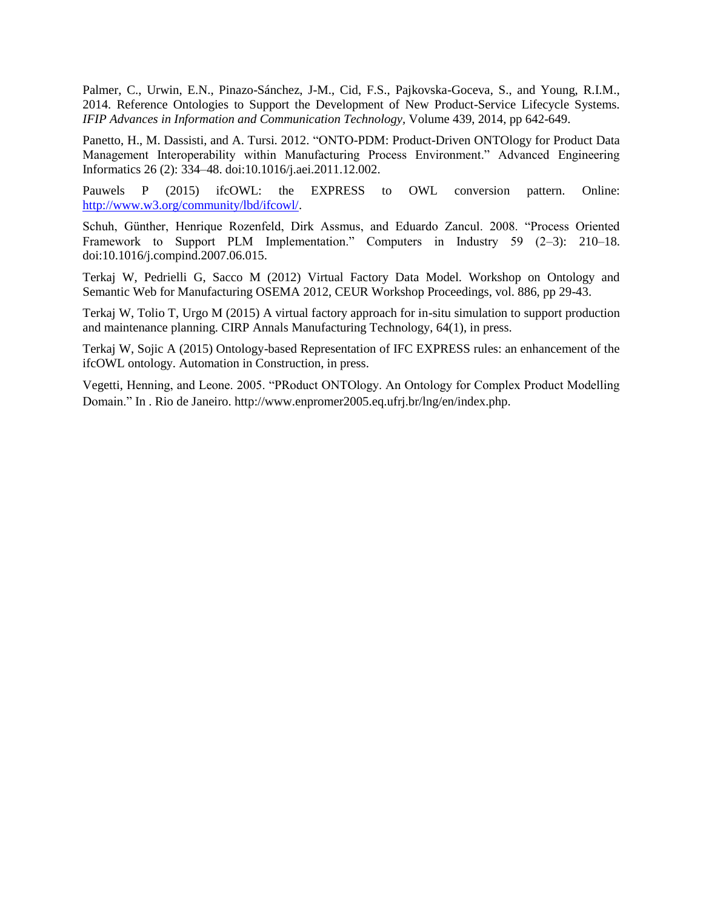Palmer, C., Urwin, E.N., Pinazo-Sánchez, J-M., Cid, F.S., Pajkovska-Goceva, S., and Young, R.I.M., 2014. Reference Ontologies to Support the Development of New Product-Service Lifecycle Systems. *IFIP Advances in Information and Communication Technology*, Volume 439, 2014, pp 642-649.

Panetto, H., M. Dassisti, and A. Tursi. 2012. "ONTO-PDM: Product-Driven ONTOlogy for Product Data Management Interoperability within Manufacturing Process Environment." Advanced Engineering Informatics 26 (2): 334–48. doi:10.1016/j.aei.2011.12.002.

Pauwels P (2015) ifcOWL: the EXPRESS to OWL conversion pattern. Online: http://www.w3.org/community/lbd/ifcowl/.

Schuh, Günther, Henrique Rozenfeld, Dirk Assmus, and Eduardo Zancul. 2008. "Process Oriented Framework to Support PLM Implementation." Computers in Industry 59 (2–3): 210–18. doi:10.1016/j.compind.2007.06.015.

Terkaj W, Pedrielli G, Sacco M (2012) Virtual Factory Data Model. Workshop on Ontology and Semantic Web for Manufacturing OSEMA 2012, CEUR Workshop Proceedings, vol. 886, pp 29-43.

Terkaj W, Tolio T, Urgo M (2015) A virtual factory approach for in-situ simulation to support production and maintenance planning. CIRP Annals Manufacturing Technology, 64(1), in press.

Terkaj W, Sojic A (2015) Ontology-based Representation of IFC EXPRESS rules: an enhancement of the ifcOWL ontology. Automation in Construction, in press.

Vegetti, Henning, and Leone. 2005. "PRoduct ONTOlogy. An Ontology for Complex Product Modelling Domain." In . Rio de Janeiro. http://www.enpromer2005.eq.ufrj.br/lng/en/index.php.